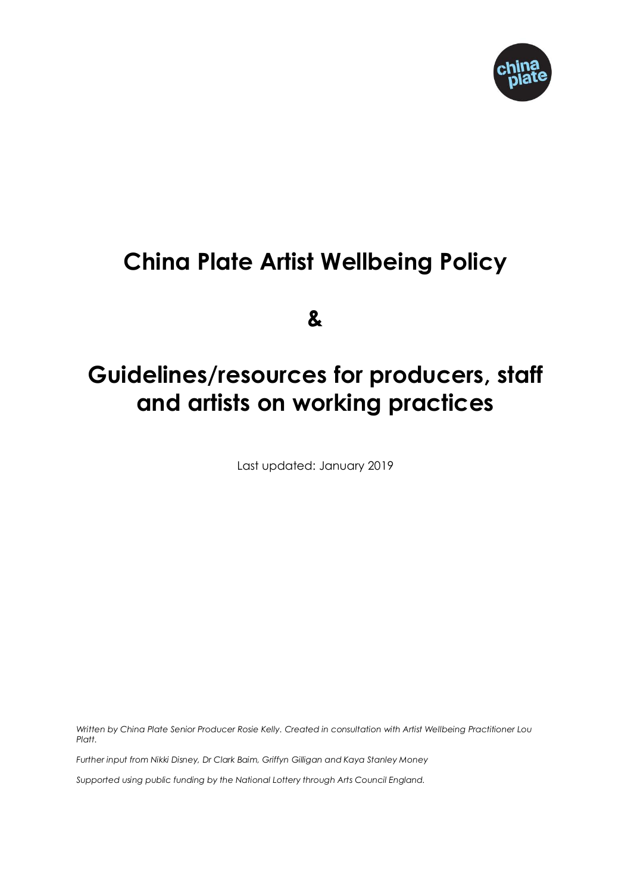# China Plate Artist Wellbeing Policy

# &

# Guidelines/resources for producers, staff and artists on working practices

Last updated: January 2019

*Written by China Plate Senior Producer Rosie Kelly. Created in consultation with Artist Wellbeing Practitioner Lou Platt.*

*Further input from Nikki Disney, Dr Clark Baim, Griffyn Gilligan and Kaya Stanley Money*

*Supported using public funding by the National Lottery through Arts Council England.*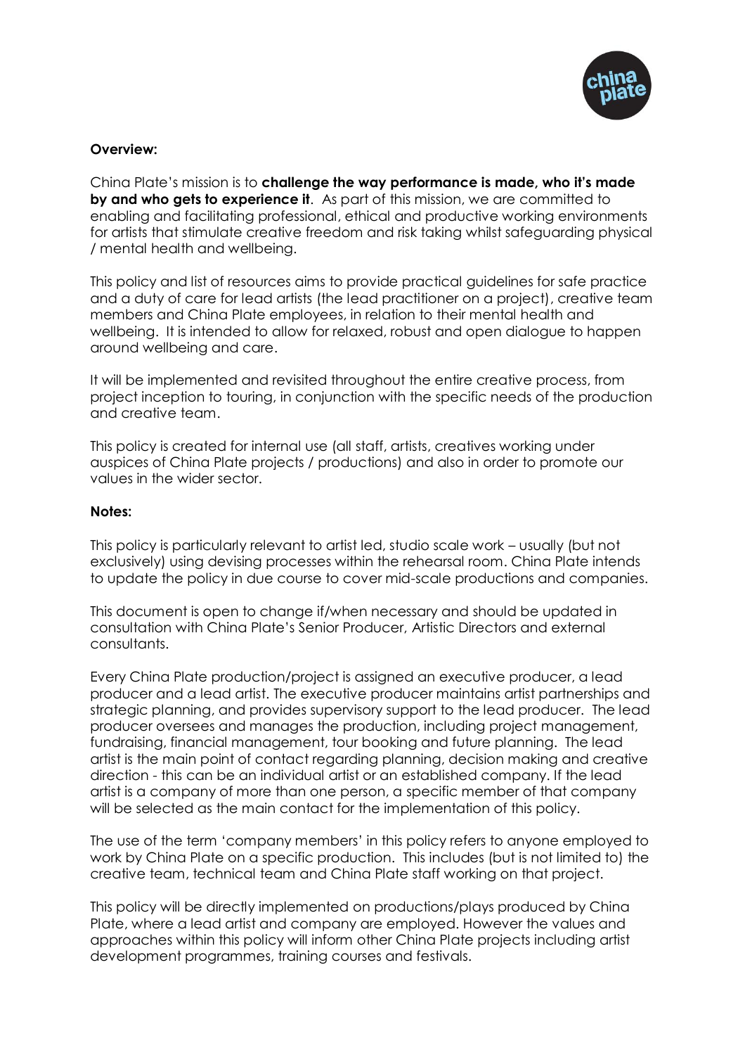**Overview:**

China Plate's mission is to **challenge the way performance is made, who it's made by and who gets to experience it**. As part of this mission, we are committed to enabling and facilitating professional, ethical and productive working environments for artists that stimulate creative freedom and risk taking whilst safeguarding physical / mental health and wellbeing.

This policy and list of resources aims to provide practical guidelines for safe practice and a duty of care for lead artists (the lead practitioner on a project), creative team members and China Plate employees, in relation to their mental health and wellbeing. It is intended to allow for relaxed, robust and open dialogue to happen around wellbeing and care.

It will be implemented and revisited throughout the entire creative process, from project inception to touring, in conjunction with the specific needs of the production and creative team.

This policy is created for internal use (all staff, artists, creatives working under auspices of China Plate projects / productions) and also in order to promote our values in the wider sector.

**Notes:**

This policy is particularly relevant to artist led, studio scale work – usually (but not exclusively) using devising processes within the rehearsal room. China Plate intends to update the policy in due course to cover mid-scale productions and companies.

This document is open to change if/when necessary and should be updated in consultation with China Plate's Senior Producer, Artistic Directors and external consultants.

Every China Plate production/project is assigned an executive producer, a lead producer and a lead artist. The executive producer maintains artist partnerships and strategic planning, and provides supervisory support to the lead producer. The lead producer oversees and manages the production, including project management, fundraising, financial management, tour booking and future planning. The lead artist is the main point of contact regarding planning, decision making and creative direction - this can be an individual artist or an established company. If the lead artist is a company of more than one person, a specific member of that company will be selected as the main contact for the implementation of this policy.

The use of the term 'company members' in this policy refers to anyone employed to work by China Plate on a specific production. This includes (but is not limited to) the creative team, technical team and China Plate staff working on that project.

This policy will be directly implemented on productions/plays produced by China Plate, where a lead artist and company are employed. However the values and approaches within this policy will inform other China Plate projects including artist development programmes, training courses and festivals.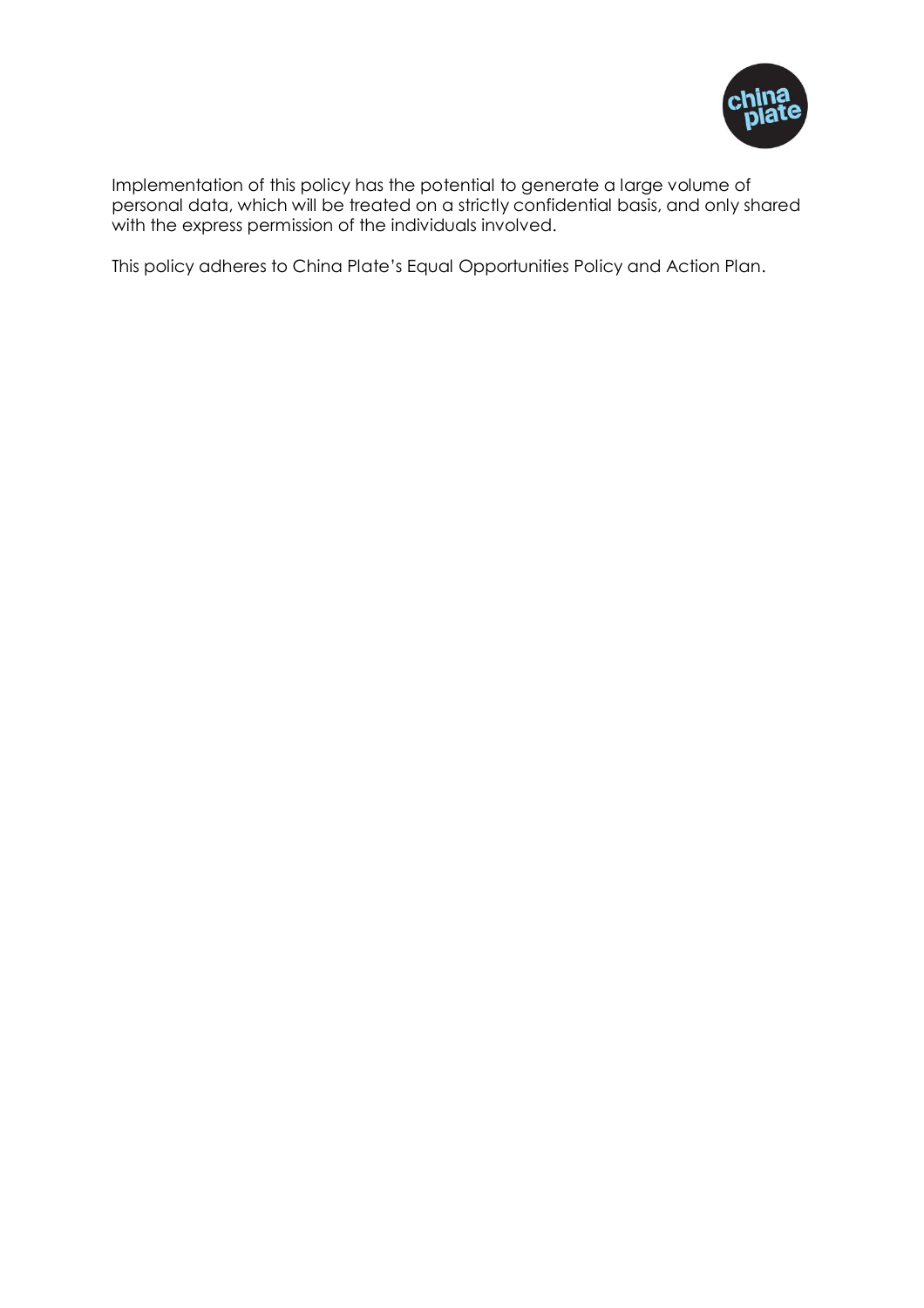Implementation of this policy has the potential to generate a large volume of personal data, which will be treated on a strictly confidential basis, and only shared with the express permission of the individuals involved.

This policy adheres to China Plate's Equal Opportunities Policy and Action Plan.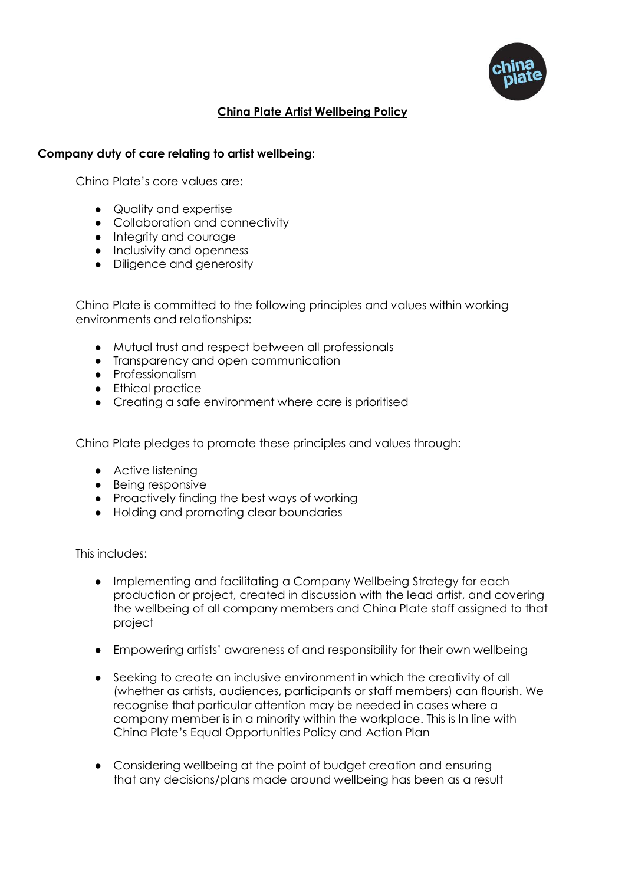# China Plate Artist Wellbeing Policy

**Company duty of care relating to artist wellbeing:**

China Plate's core values are:

- Quality and expertise
- Collaboration and connectivity
- Integrity and courage
- Inclusivity and openness
- Diligence and generosity

China Plate is committed to the following principles and values within working environments and relationships:

- Mutual trust and respect between all professionals
- Transparency and open communication
- Professionalism
- Ethical practice
- Creating a safe environment where care is prioritised

China Plate pledges to promote these principles and values through:

- Active listening
- Being responsive
- Proactively finding the best ways of working
- Holding and promoting clear boundaries

This includes:

- Implementing and facilitating a Company Wellbeing Strategy for each production or project, created in discussion with the lead artist, and covering the wellbeing of all company members and China Plate staff assigned to that project

- Empowering artists' awareness of and responsibility for their own wellbeing

- Seeking to create an inclusive environment in which the creativity of all (whether as artists, audiences, participants or staff members) can flourish. We recognise that particular attention may be needed in cases where a company member is in a minority within the workplace. This is In line with China Plate's Equal Opportunities Policy and Action Plan

- Considering wellbeing at the point of budget creation and ensuring that any decisions/plans made around wellbeing has been as a result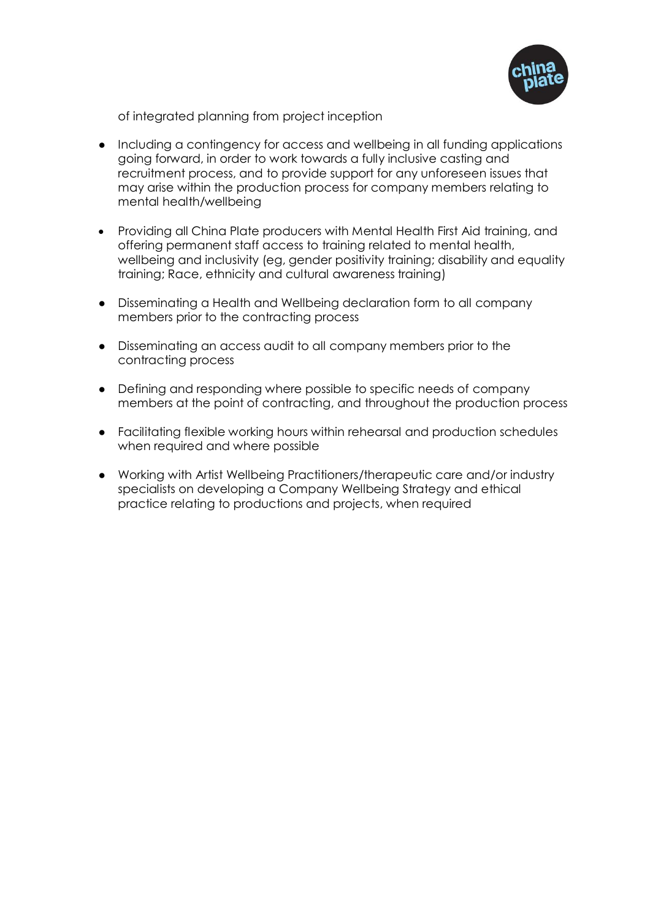of integrated planning from project inception

- Including a contingency for access and wellbeing in all funding applications going forward, in order to work towards a fully inclusive casting and recruitment process, and to provide support for any unforeseen issues that may arise within the production process for company members relating to mental health/wellbeing

- Providing all China Plate producers with Mental Health First Aid training, and offering permanent staff access to training related to mental health, wellbeing and inclusivity (eg, gender positivity training; disability and equality training; Race, ethnicity and cultural awareness training)

- Disseminating a Health and Wellbeing declaration form to all company members prior to the contracting process

- Disseminating an access audit to all company members prior to the contracting process

- Defining and responding where possible to specific needs of company members at the point of contracting, and throughout the production process

- Facilitating flexible working hours within rehearsal and production schedules when required and where possible

- Working with Artist Wellbeing Practitioners/therapeutic care and/or industry specialists on developing a Company Wellbeing Strategy and ethical practice relating to productions and projects, when required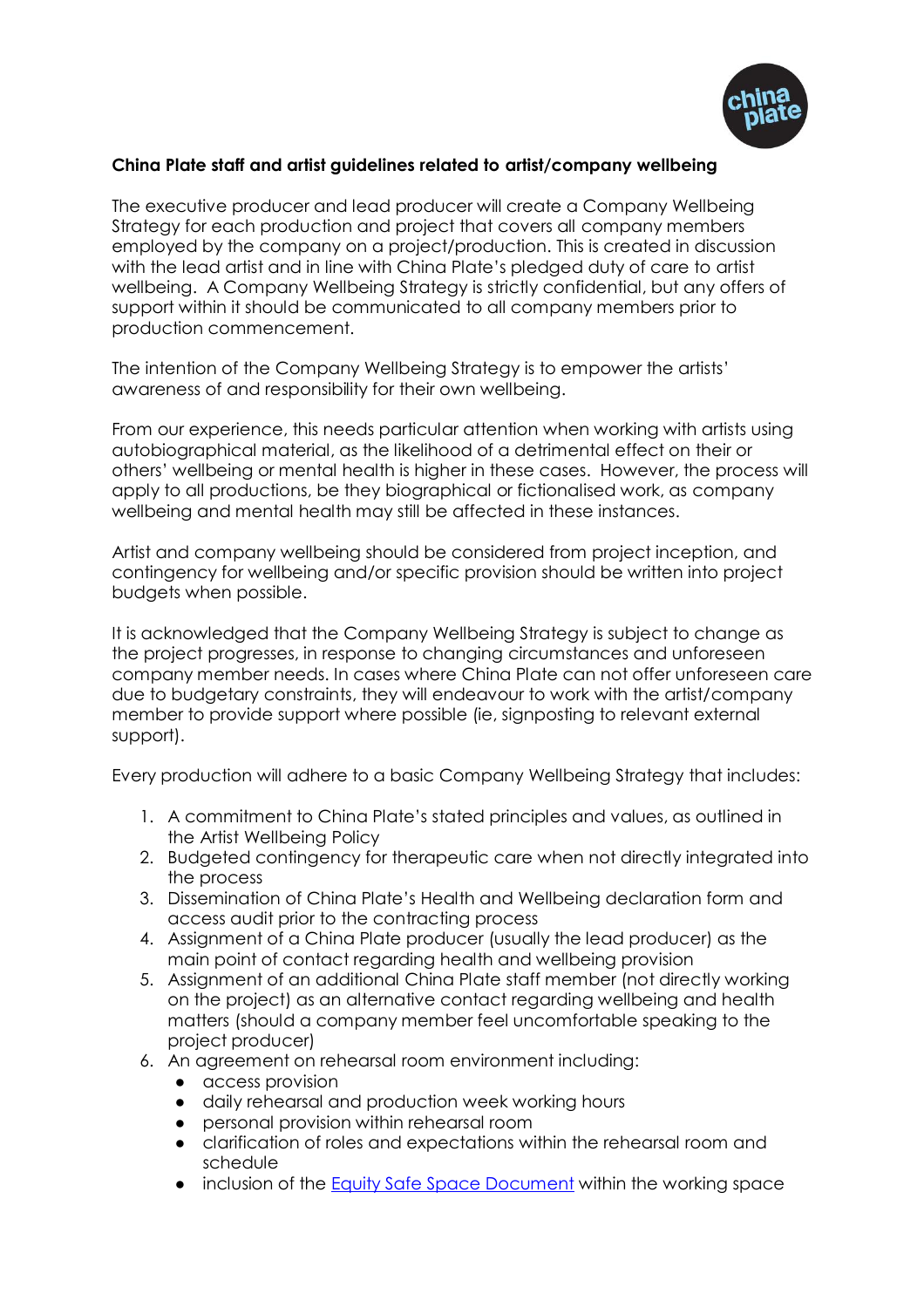**China Plate staff and artist guidelines related to artist/company wellbeing**

The executive producer and lead producer will create a Company Wellbeing Strategy for each production and project that covers all company members employed by the company on a project/production. This is created in discussion with the lead artist and in line with China Plate's pledged duty of care to artist wellbeing. A Company Wellbeing Strategy is strictly confidential, but any offers of support within it should be communicated to all company members prior to production commencement.

The intention of the Company Wellbeing Strategy is to empower the artists' awareness of and responsibility for their own wellbeing.

From our experience, this needs particular attention when working with artists using autobiographical material, as the likelihood of a detrimental effect on their or others' wellbeing or mental health is higher in these cases. However, the process will apply to all productions, be they biographical or fictionalised work, as company wellbeing and mental health may still be affected in these instances.

Artist and company wellbeing should be considered from project inception, and contingency for wellbeing and/or specific provision should be written into project budgets when possible.

It is acknowledged that the Company Wellbeing Strategy is subject to change as the project progresses, in response to changing circumstances and unforeseen company member needs. In cases where China Plate can not offer unforeseen care due to budgetary constraints, they will endeavour to work with the artist/company member to provide support where possible (ie, signposting to relevant external support).

Every production will adhere to a basic Company Wellbeing Strategy that includes:

1. A commitment to China Plate's stated principles and values, as outlined in the Artist Wellbeing Policy
2. Budgeted contingency for therapeutic care when not directly integrated into the process
3. Dissemination of China Plate's Health and Wellbeing declaration form and access audit prior to the contracting process
4. Assignment of a China Plate producer (usually the lead producer) as the main point of contact regarding health and wellbeing provision
5. Assignment of an additional China Plate staff member (not directly working on the project) as an alternative contact regarding wellbeing and health matters (should a company member feel uncomfortable speaking to the project producer)
6. An agreement on rehearsal room environment including:
   - access provision
   - daily rehearsal and production week working hours
   - personal provision within rehearsal room
   - clarification of roles and expectations within the rehearsal room and schedule
   - inclusion of the Equity Safe Space Document within the working space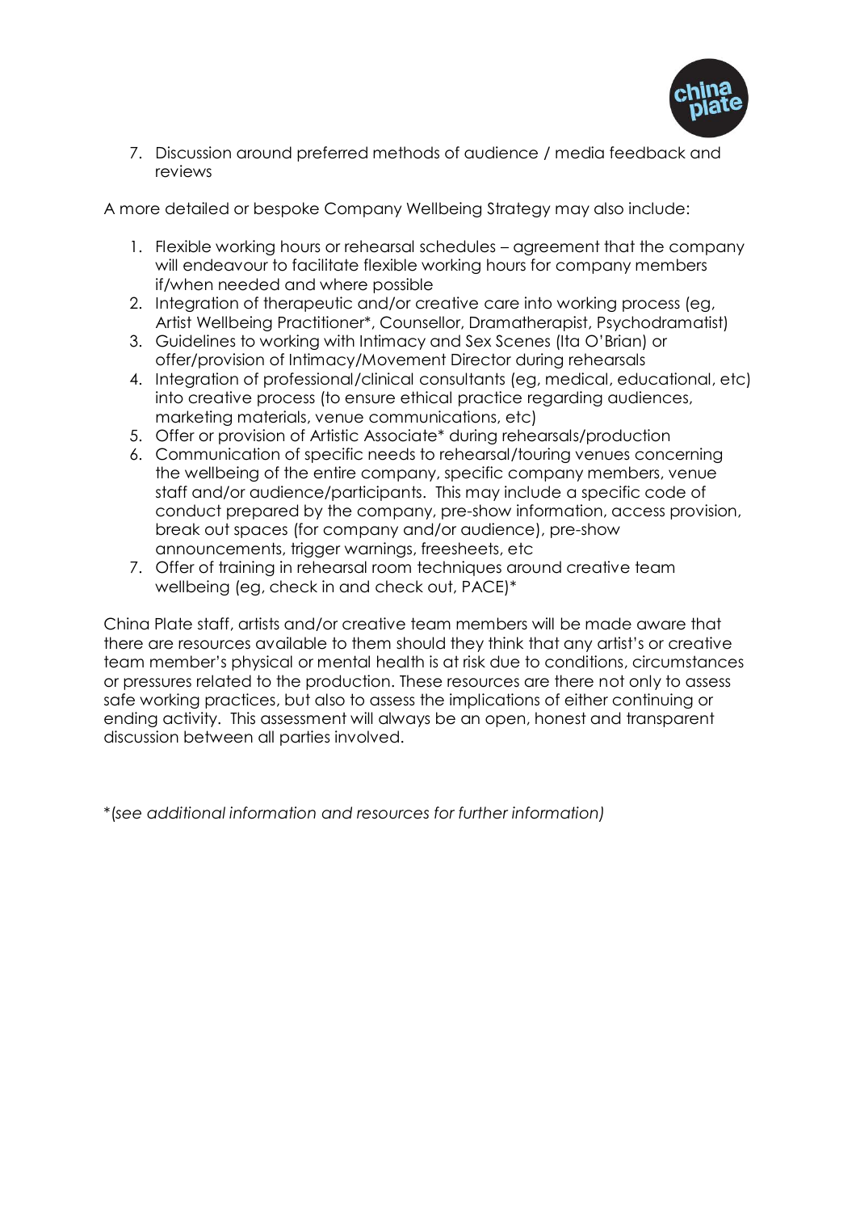7. Discussion around preferred methods of audience / media feedback and reviews

A more detailed or bespoke Company Wellbeing Strategy may also include:

1. Flexible working hours or rehearsal schedules – agreement that the company will endeavour to facilitate flexible working hours for company members if/when needed and where possible
2. Integration of therapeutic and/or creative care into working process (eg, Artist Wellbeing Practitioner*, Counsellor, Dramatherapist, Psychodramatist)
3. Guidelines to working with Intimacy and Sex Scenes (Ita O'Brian) or offer/provision of Intimacy/Movement Director during rehearsals
4. Integration of professional/clinical consultants (eg, medical, educational, etc) into creative process (to ensure ethical practice regarding audiences, marketing materials, venue communications, etc)
5. Offer or provision of Artistic Associate* during rehearsals/production
6. Communication of specific needs to rehearsal/touring venues concerning the wellbeing of the entire company, specific company members, venue staff and/or audience/participants. This may include a specific code of conduct prepared by the company, pre-show information, access provision, break out spaces (for company and/or audience), pre-show announcements, trigger warnings, freesheets, etc
7. Offer of training in rehearsal room techniques around creative team wellbeing (eg, check in and check out, PACE)*

China Plate staff, artists and/or creative team members will be made aware that there are resources available to them should they think that any artist's or creative team member's physical or mental health is at risk due to conditions, circumstances or pressures related to the production. These resources are there not only to assess safe working practices, but also to assess the implications of either continuing or ending activity. This assessment will always be an open, honest and transparent discussion between all parties involved.

**(see additional information and resources for further information)*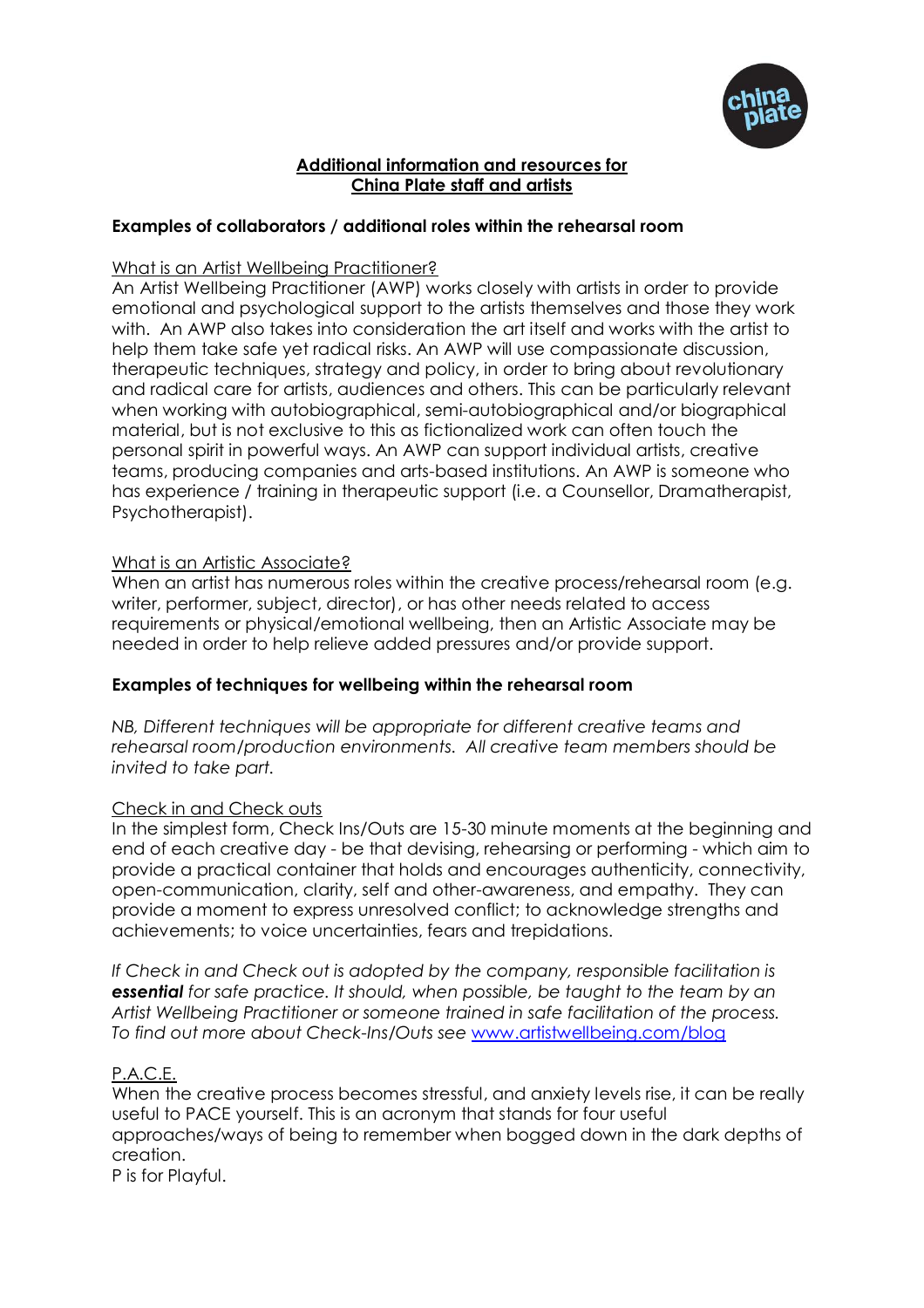## Additional information and resources for China Plate staff and artists

### Examples of collaborators / additional roles within the rehearsal room

What is an Artist Wellbeing Practitioner?

An Artist Wellbeing Practitioner (AWP) works closely with artists in order to provide emotional and psychological support to the artists themselves and those they work with. An AWP also takes into consideration the art itself and works with the artist to help them take safe yet radical risks. An AWP will use compassionate discussion, therapeutic techniques, strategy and policy, in order to bring about revolutionary and radical care for artists, audiences and others. This can be particularly relevant when working with autobiographical, semi-autobiographical and/or biographical material, but is not exclusive to this as fictionalized work can often touch the personal spirit in powerful ways. An AWP can support individual artists, creative teams, producing companies and arts-based institutions. An AWP is someone who has experience / training in therapeutic support (i.e. a Counsellor, Dramatherapist, Psychotherapist).

What is an Artistic Associate?

When an artist has numerous roles within the creative process/rehearsal room (e.g. writer, performer, subject, director), or has other needs related to access requirements or physical/emotional wellbeing, then an Artistic Associate may be needed in order to help relieve added pressures and/or provide support.

### Examples of techniques for wellbeing within the rehearsal room

*NB, Different techniques will be appropriate for different creative teams and rehearsal room/production environments. All creative team members should be invited to take part.*

Check in and Check outs

In the simplest form, Check Ins/Outs are 15-30 minute moments at the beginning and end of each creative day - be that devising, rehearsing or performing - which aim to provide a practical container that holds and encourages authenticity, connectivity, open-communication, clarity, self and other-awareness, and empathy. They can provide a moment to express unresolved conflict; to acknowledge strengths and achievements; to voice uncertainties, fears and trepidations.

*If Check in and Check out is adopted by the company, responsible facilitation is **essential** for safe practice. It should, when possible, be taught to the team by an Artist Wellbeing Practitioner or someone trained in safe facilitation of the process. To find out more about Check-Ins/Outs see [www.artistwellbeing.com/blog](http://www.artistwellbeing.com/blog)*

P.A.C.E.

When the creative process becomes stressful, and anxiety levels rise, it can be really useful to PACE yourself. This is an acronym that stands for four useful approaches/ways of being to remember when bogged down in the dark depths of creation.

P is for Playful.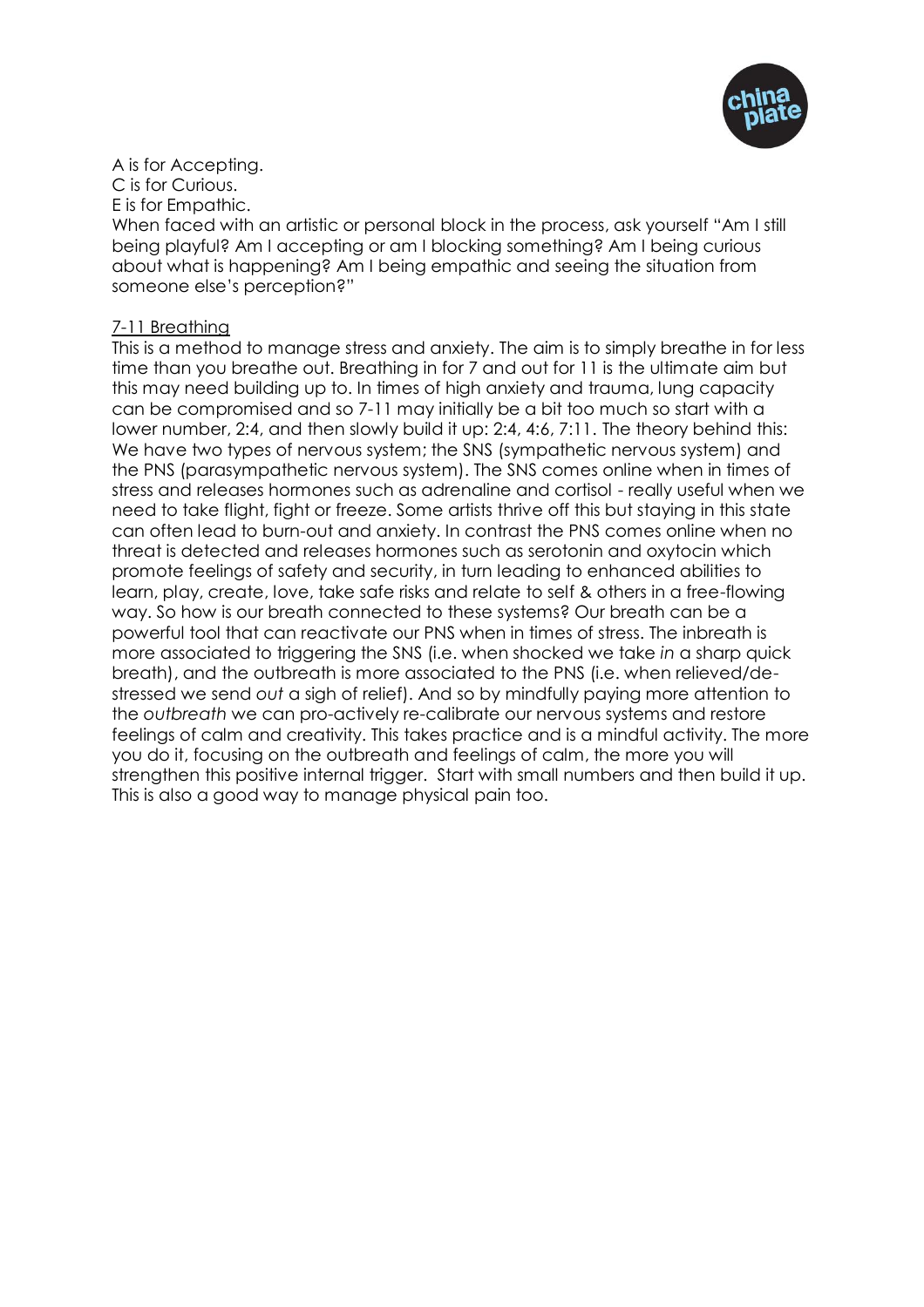A is for Accepting.
C is for Curious.
E is for Empathic.
When faced with an artistic or personal block in the process, ask yourself "Am I still being playful? Am I accepting or am I blocking something? Am I being curious about what is happening? Am I being empathic and seeing the situation from someone else's perception?"

7-11 Breathing

This is a method to manage stress and anxiety. The aim is to simply breathe in for less time than you breathe out. Breathing in for 7 and out for 11 is the ultimate aim but this may need building up to. In times of high anxiety and trauma, lung capacity can be compromised and so 7-11 may initially be a bit too much so start with a lower number, 2:4, and then slowly build it up: 2:4, 4:6, 7:11. The theory behind this: We have two types of nervous system; the SNS (sympathetic nervous system) and the PNS (parasympathetic nervous system). The SNS comes online when in times of stress and releases hormones such as adrenaline and cortisol - really useful when we need to take flight, fight or freeze. Some artists thrive off this but staying in this state can often lead to burn-out and anxiety. In contrast the PNS comes online when no threat is detected and releases hormones such as serotonin and oxytocin which promote feelings of safety and security, in turn leading to enhanced abilities to learn, play, create, love, take safe risks and relate to self & others in a free-flowing way. So how is our breath connected to these systems? Our breath can be a powerful tool that can reactivate our PNS when in times of stress. The inbreath is more associated to triggering the SNS (i.e. when shocked we take *in* a sharp quick breath), and the outbreath is more associated to the PNS (i.e. when relieved/de-stressed we send *out* a sigh of relief). And so by mindfully paying more attention to the *outbreath* we can pro-actively re-calibrate our nervous systems and restore feelings of calm and creativity. This takes practice and is a mindful activity. The more you do it, focusing on the outbreath and feelings of calm, the more you will strengthen this positive internal trigger. Start with small numbers and then build it up. This is also a good way to manage physical pain too.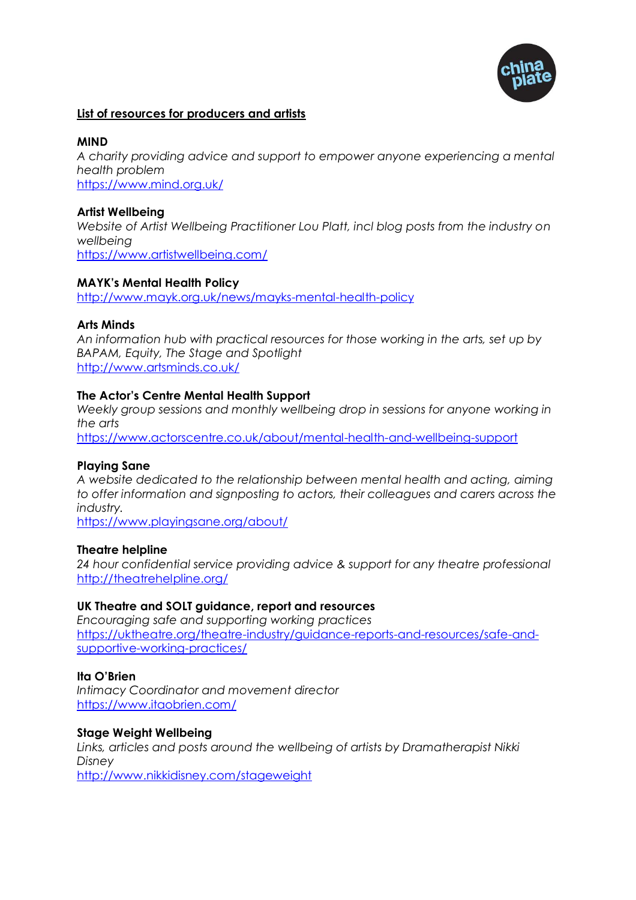**List of resources for producers and artists**

**MIND**
*A charity providing advice and support to empower anyone experiencing a mental health problem*
https://www.mind.org.uk/

**Artist Wellbeing**
*Website of Artist Wellbeing Practitioner Lou Platt, incl blog posts from the industry on wellbeing*
https://www.artistwellbeing.com/

**MAYK's Mental Health Policy**
http://www.mayk.org.uk/news/mayks-mental-health-policy

**Arts Minds**
*An information hub with practical resources for those working in the arts, set up by BAPAM, Equity, The Stage and Spotlight*
http://www.artsminds.co.uk/

**The Actor's Centre Mental Health Support**
*Weekly group sessions and monthly wellbeing drop in sessions for anyone working in the arts*
https://www.actorscentre.co.uk/about/mental-health-and-wellbeing-support

**Playing Sane**
*A website dedicated to the relationship between mental health and acting, aiming to offer information and signposting to actors, their colleagues and carers across the industry.*
https://www.playingsane.org/about/

**Theatre helpline**
*24 hour confidential service providing advice & support for any theatre professional*
http://theatrehelpline.org/

**UK Theatre and SOLT guidance, report and resources**
*Encouraging safe and supporting working practices*
https://uktheatre.org/theatre-industry/guidance-reports-and-resources/safe-and-supportive-working-practices/

**Ita O'Brien**
*Intimacy Coordinator and movement director*
https://www.itaobrien.com/

**Stage Weight Wellbeing**
*Links, articles and posts around the wellbeing of artists by Dramatherapist Nikki Disney*
http://www.nikkidisney.com/stageweight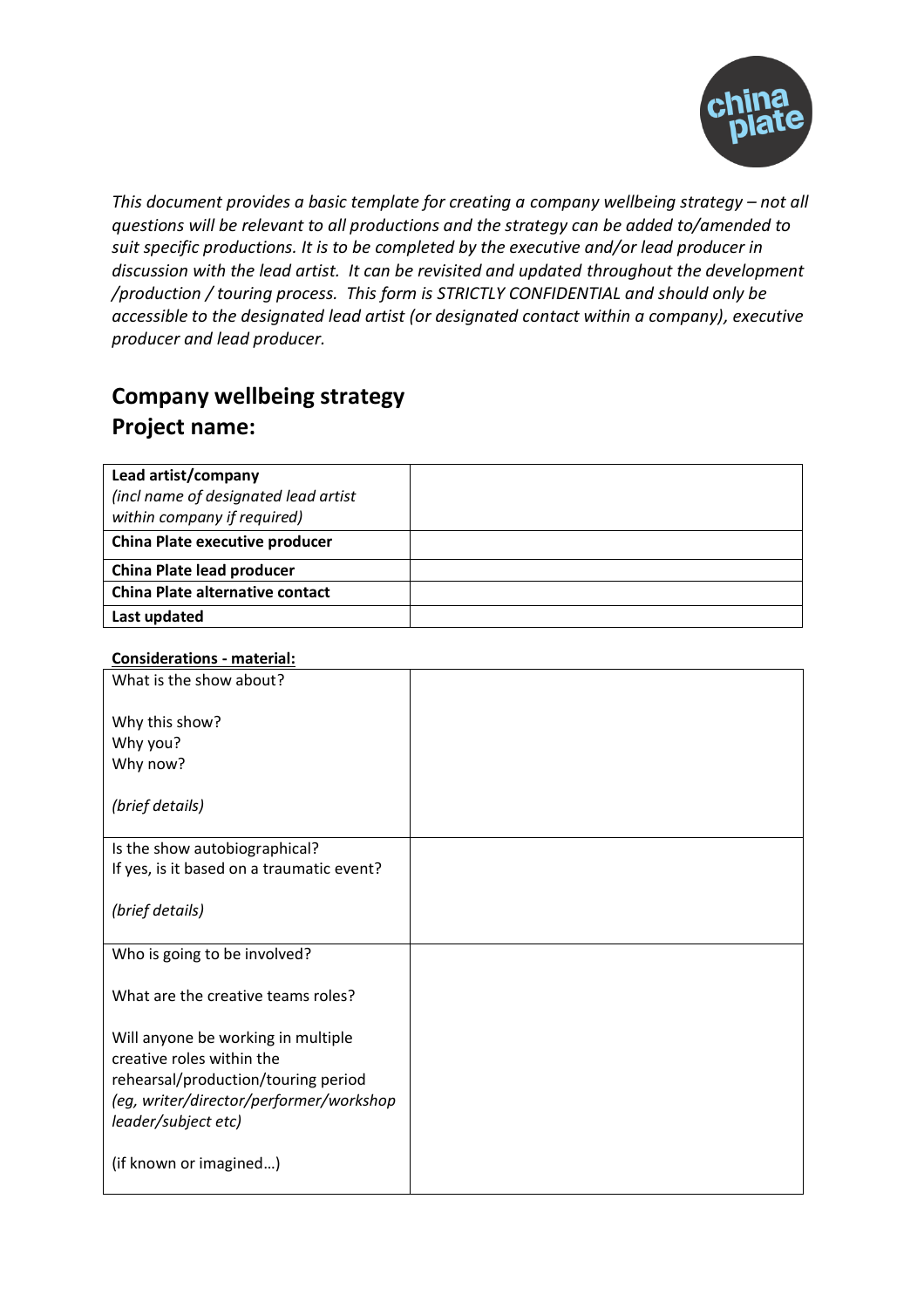*This document provides a basic template for creating a company wellbeing strategy – not all questions will be relevant to all productions and the strategy can be added to/amended to suit specific productions. It is to be completed by the executive and/or lead producer in discussion with the lead artist. It can be revisited and updated throughout the development /production / touring process. This form is STRICTLY CONFIDENTIAL and should only be accessible to the designated lead artist (or designated contact within a company), executive producer and lead producer.*

## Company wellbeing strategy
## Project name:

| | |
|---|---|
| **Lead artist/company** *(incl name of designated lead artist within company if required)* | |
| **China Plate executive producer** | |
| **China Plate lead producer** | |
| **China Plate alternative contact** | |
| **Last updated** | |

**Considerations - material:**

| | |
|---|---|
| What is the show about?<br><br>Why this show?<br>Why you?<br>Why now?<br><br>*(brief details)* | |
| Is the show autobiographical?<br>If yes, is it based on a traumatic event?<br><br>*(brief details)* | |
| Who is going to be involved?<br><br>What are the creative teams roles?<br><br>Will anyone be working in multiple creative roles within the rehearsal/production/touring period *(eg, writer/director/performer/workshop leader/subject etc)*<br><br>(if known or imagined…) | |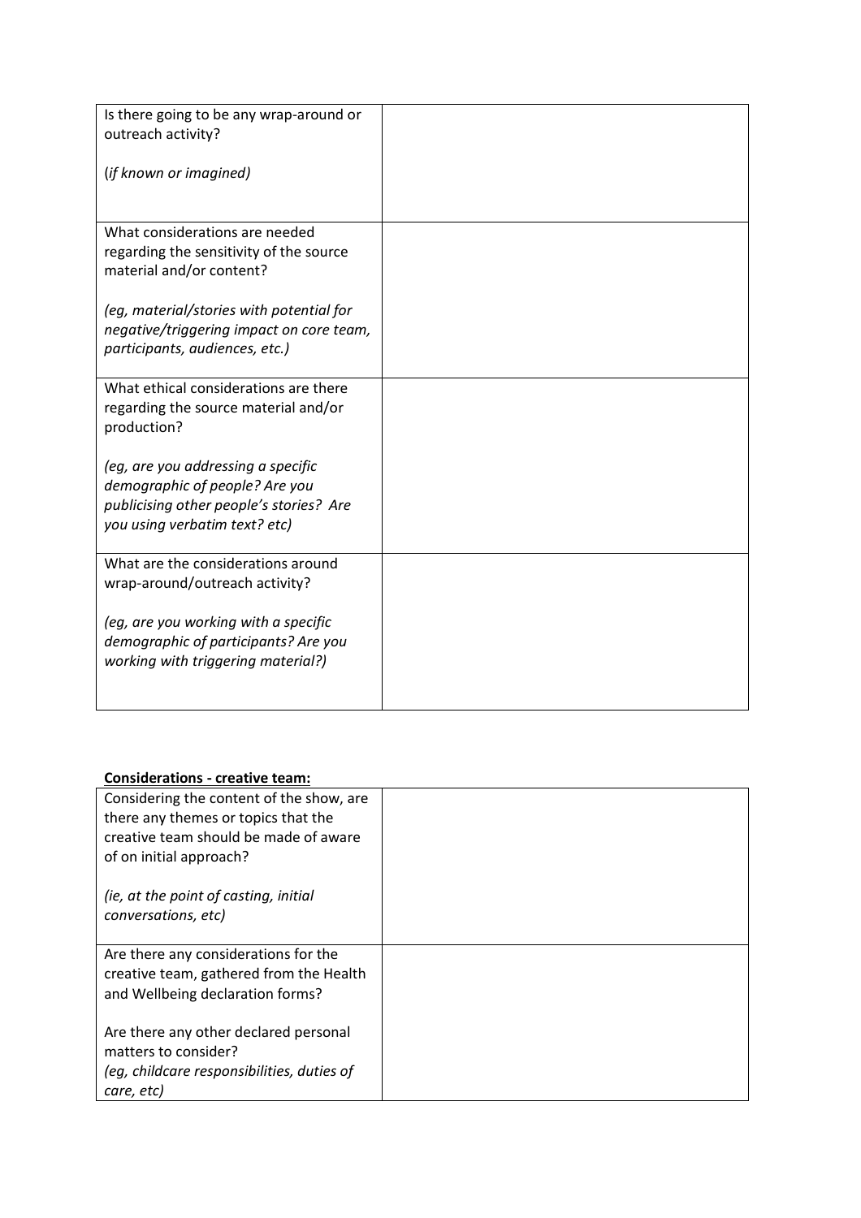| | |
|---|---|
| Is there going to be any wrap-around or outreach activity?<br><br>(*if known or imagined*) | |
| What considerations are needed regarding the sensitivity of the source material and/or content?<br><br>*(eg, material/stories with potential for negative/triggering impact on core team, participants, audiences, etc.)* | |
| What ethical considerations are there regarding the source material and/or production?<br><br>*(eg, are you addressing a specific demographic of people? Are you publicising other people's stories? Are you using verbatim text? etc)* | |
| What are the considerations around wrap-around/outreach activity?<br><br>*(eg, are you working with a specific demographic of participants? Are you working with triggering material?)* | |

**<u>Considerations - creative team:</u>**

| | |
|---|---|
| Considering the content of the show, are there any themes or topics that the creative team should be made of aware of on initial approach?<br><br>*(ie, at the point of casting, initial conversations, etc)* | |
| Are there any considerations for the creative team, gathered from the Health and Wellbeing declaration forms?<br><br>Are there any other declared personal matters to consider?<br>*(eg, childcare responsibilities, duties of care, etc)* | |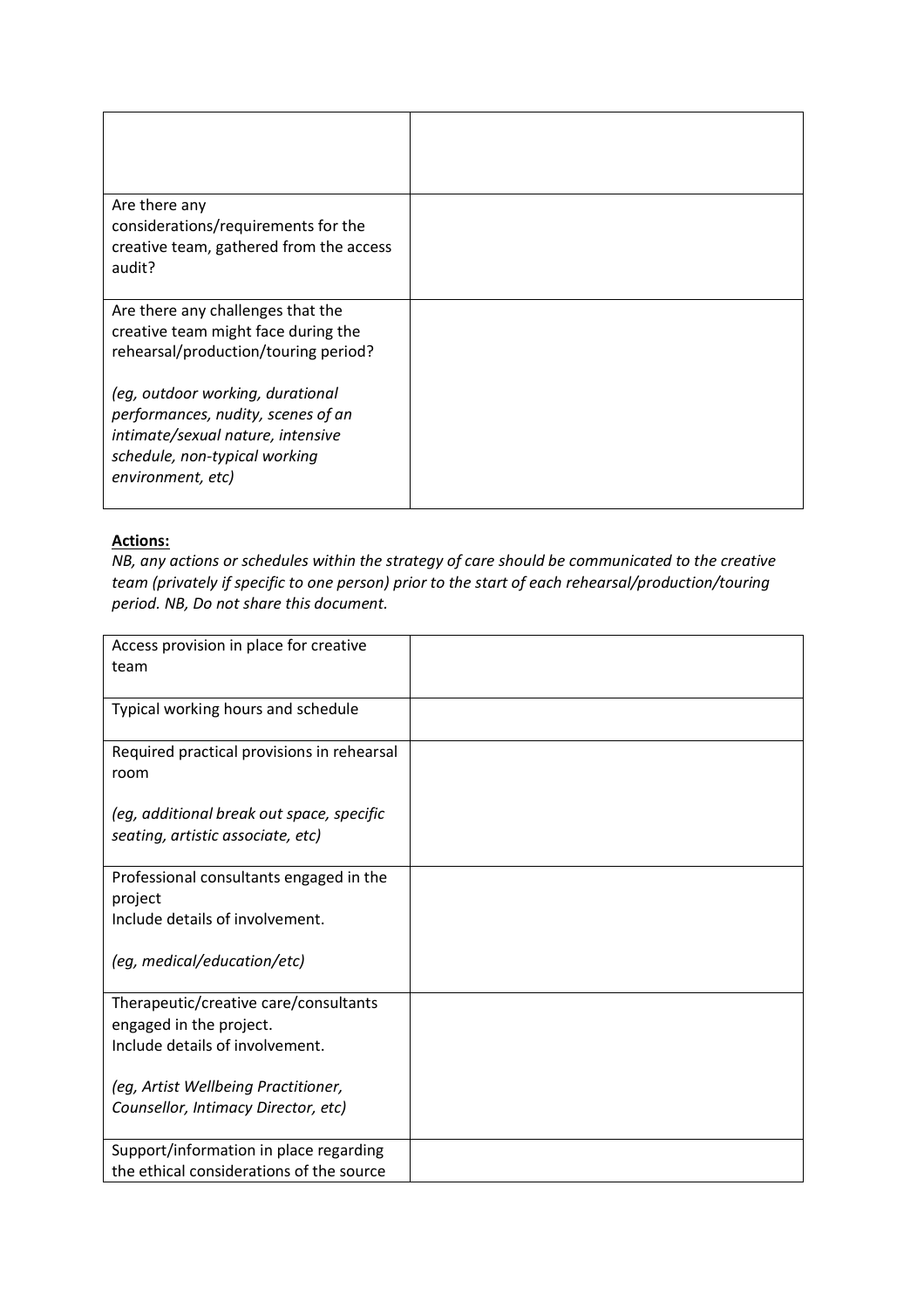| | |
|---|---|
| | |
| Are there any considerations/requirements for the creative team, gathered from the access audit? | |
| Are there any challenges that the creative team might face during the rehearsal/production/touring period?<br><br>*(eg, outdoor working, durational performances, nudity, scenes of an intimate/sexual nature, intensive schedule, non-typical working environment, etc)* | |

**Actions:**

*NB, any actions or schedules within the strategy of care should be communicated to the creative team (privately if specific to one person) prior to the start of each rehearsal/production/touring period. NB, Do not share this document.*

| | |
|---|---|
| Access provision in place for creative team | |
| Typical working hours and schedule | |
| Required practical provisions in rehearsal room<br><br>*(eg, additional break out space, specific seating, artistic associate, etc)* | |
| Professional consultants engaged in the project<br>Include details of involvement.<br><br>*(eg, medical/education/etc)* | |
| Therapeutic/creative care/consultants engaged in the project.<br>Include details of involvement.<br><br>*(eg, Artist Wellbeing Practitioner, Counsellor, Intimacy Director, etc)* | |
| Support/information in place regarding the ethical considerations of the source | |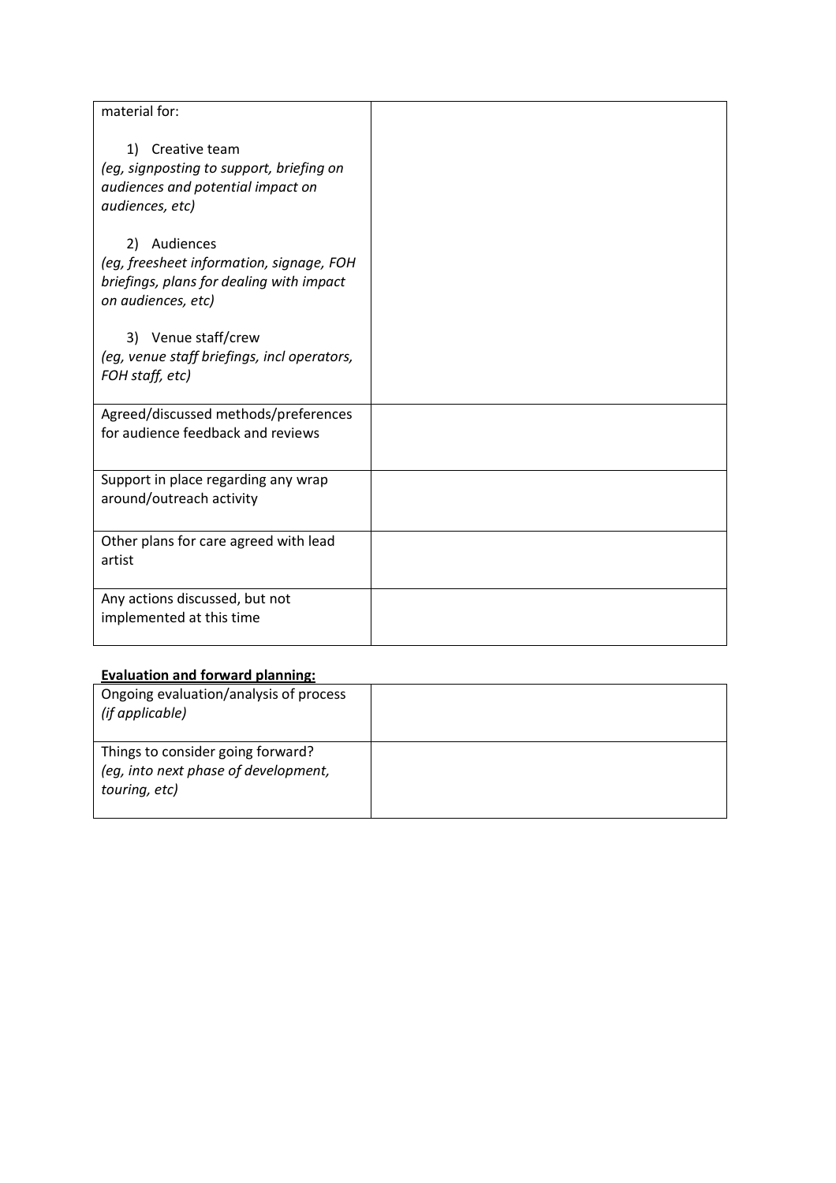| | |
|---|---|
| material for:<br><br>1) Creative team<br>*(eg, signposting to support, briefing on audiences and potential impact on audiences, etc)*<br><br>2) Audiences<br>*(eg, freesheet information, signage, FOH briefings, plans for dealing with impact on audiences, etc)*<br><br>3) Venue staff/crew<br>*(eg, venue staff briefings, incl operators, FOH staff, etc)* | |
| Agreed/discussed methods/preferences for audience feedback and reviews | |
| Support in place regarding any wrap around/outreach activity | |
| Other plans for care agreed with lead artist | |
| Any actions discussed, but not implemented at this time | |

**Evaluation and forward planning:**

| | |
|---|---|
| Ongoing evaluation/analysis of process *(if applicable)* | |
| Things to consider going forward? *(eg, into next phase of development, touring, etc)* | |